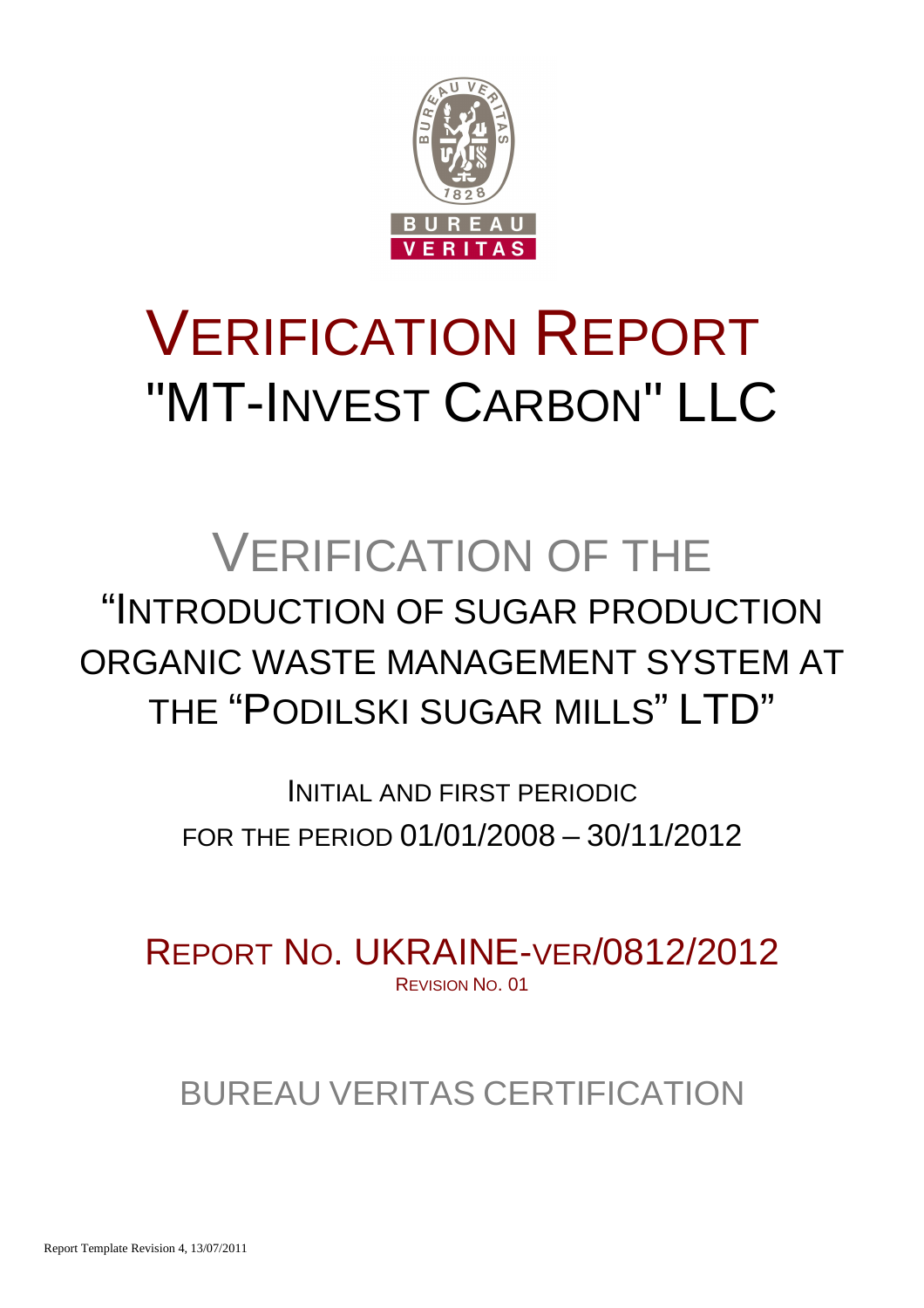# VERIFICATION REPORT

# "MT-INVEST CARBON" LLC

## VERIFICATION OF THE

## "INTRODUCTION OF SUGAR PRODUCTION ORGANIC WASTE MANAGEMENT SYSTEM AT THE "PODILSKI SUGAR MILLS" LTD"

INITIAL AND FIRST PERIODIC

FOR THE PERIOD 01/01/2008 – 30/11/2012

REPORT NO. UKRAINE-VER/0812/2012

REVISION NO. 01

BUREAU VERITAS CERTIFICATION

Report Template Revision 4, 13/07/2011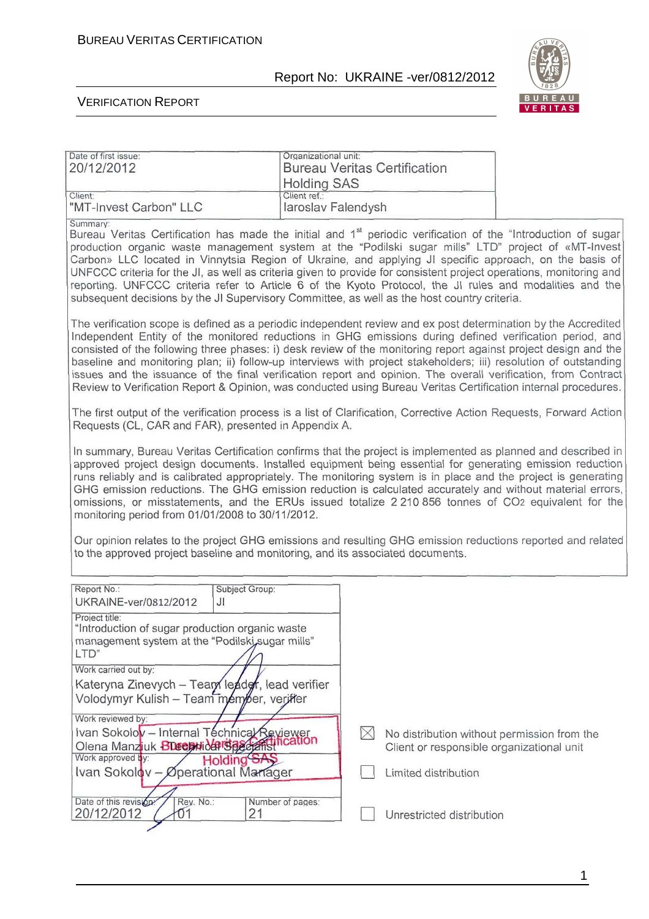| Date of first issue: | Organizational unit: |
|---|---|
| 20/12/2012 | Bureau Veritas Certification Holding SAS |
| Client: | Client ref.: |
| "MT-Invest Carbon" LLC | Iaroslav Falendysh |

Summary:

Bureau Veritas Certification has made the initial and 1[st] periodic verification of the "Introduction of sugar production organic waste management system at the "Podilski sugar mills" LTD" project of «MT-Invest Carbon» LLC located in Vinnytsia Region of Ukraine, and applying JI specific approach, on the basis of UNFCCC criteria for the JI, as well as criteria given to provide for consistent project operations, monitoring and reporting. UNFCCC criteria refer to Article 6 of the Kyoto Protocol, the JI rules and modalities and the subsequent decisions by the JI Supervisory Committee, as well as the host country criteria.

The verification scope is defined as a periodic independent review and ex post determination by the Accredited Independent Entity of the monitored reductions in GHG emissions during defined verification period, and consisted of the following three phases: i) desk review of the monitoring report against project design and the baseline and monitoring plan; ii) follow-up interviews with project stakeholders; iii) resolution of outstanding issues and the issuance of the final verification report and opinion. The overall verification, from Contract Review to Verification Report & Opinion, was conducted using Bureau Veritas Certification internal procedures.

The first output of the verification process is a list of Clarification, Corrective Action Requests, Forward Action Requests (CL, CAR and FAR), presented in Appendix A.

In summary, Bureau Veritas Certification confirms that the project is implemented as planned and described in approved project design documents. Installed equipment being essential for generating emission reduction runs reliably and is calibrated appropriately. The monitoring system is in place and the project is generating GHG emission reductions. The GHG emission reduction is calculated accurately and without material errors, omissions, or misstatements, and the ERUs issued totalize 2 210 856 tonnes of $CO_2$ equivalent for the monitoring period from 01/01/2008 to 30/11/2012.

Our opinion relates to the project GHG emissions and resulting GHG emission reductions reported and related to the approved project baseline and monitoring, and its associated documents.

| Report No.: | Subject Group: |
|---|---|
| UKRAINE-ver/0812/2012 | JI |

Project title:
"Introduction of sugar production organic waste management system at the "Podilski sugar mills" LTD"

Work carried out by:
Kateryna Zinevych – Team leader, lead verifier
Volodymyr Kulish – Team member, verifier

Work reviewed by:
Ivan Sokolov – Internal Technical Reviewer
Olena Manziuk – Technical Specialist

Work approved by:
Ivan Sokolov – Operational Manager

| Date of this revision: | Rev. No.: | Number of pages: |
|---|---|---|
| 20/12/2012 | 01 | 21 |

☒ No distribution without permission from the Client or responsible organizational unit

☐ Limited distribution

☐ Unrestricted distribution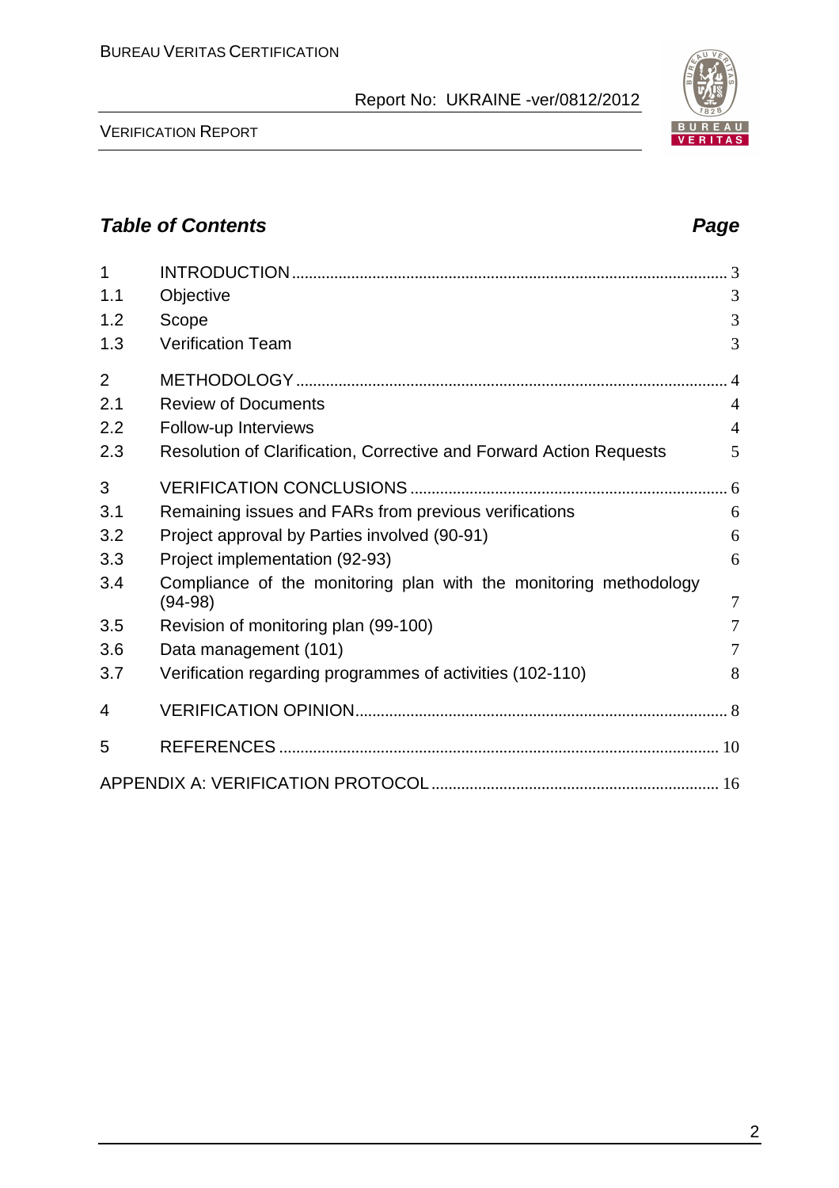## *Table of Contents* *Page*

| | | |
|---|---|---|
| 1 | INTRODUCTION | 3 |
| 1.1 | Objective | 3 |
| 1.2 | Scope | 3 |
| 1.3 | Verification Team | 3 |
| 2 | METHODOLOGY | 4 |
| 2.1 | Review of Documents | 4 |
| 2.2 | Follow-up Interviews | 4 |
| 2.3 | Resolution of Clarification, Corrective and Forward Action Requests | 5 |
| 3 | VERIFICATION CONCLUSIONS | 6 |
| 3.1 | Remaining issues and FARs from previous verifications | 6 |
| 3.2 | Project approval by Parties involved (90-91) | 6 |
| 3.3 | Project implementation (92-93) | 6 |
| 3.4 | Compliance of the monitoring plan with the monitoring methodology (94-98) | 7 |
| 3.5 | Revision of monitoring plan (99-100) | 7 |
| 3.6 | Data management (101) | 7 |
| 3.7 | Verification regarding programmes of activities (102-110) | 8 |
| 4 | VERIFICATION OPINION | 8 |
| 5 | REFERENCES | 10 |
| | APPENDIX A: VERIFICATION PROTOCOL | 16 |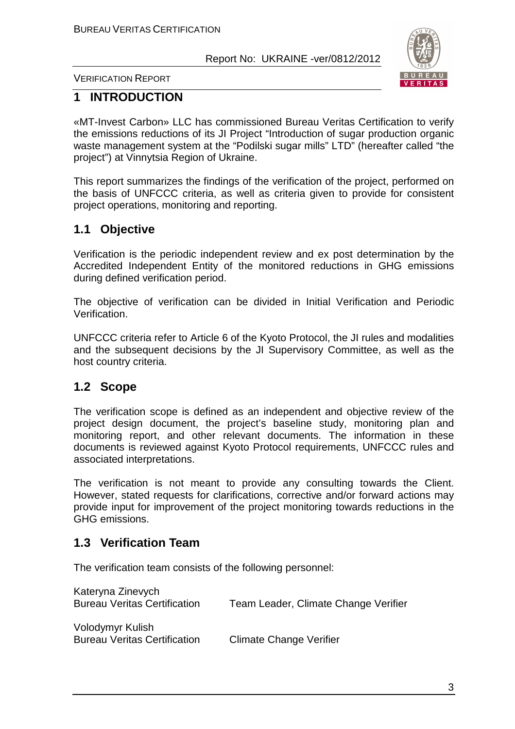# 1 INTRODUCTION

«MT-Invest Carbon» LLC has commissioned Bureau Veritas Certification to verify the emissions reductions of its JI Project "Introduction of sugar production organic waste management system at the "Podilski sugar mills" LTD" (hereafter called "the project") at Vinnytsia Region of Ukraine.

This report summarizes the findings of the verification of the project, performed on the basis of UNFCCC criteria, as well as criteria given to provide for consistent project operations, monitoring and reporting.

## 1.1 Objective

Verification is the periodic independent review and ex post determination by the Accredited Independent Entity of the monitored reductions in GHG emissions during defined verification period.

The objective of verification can be divided in Initial Verification and Periodic Verification.

UNFCCC criteria refer to Article 6 of the Kyoto Protocol, the JI rules and modalities and the subsequent decisions by the JI Supervisory Committee, as well as the host country criteria.

## 1.2 Scope

The verification scope is defined as an independent and objective review of the project design document, the project's baseline study, monitoring plan and monitoring report, and other relevant documents. The information in these documents is reviewed against Kyoto Protocol requirements, UNFCCC rules and associated interpretations.

The verification is not meant to provide any consulting towards the Client. However, stated requests for clarifications, corrective and/or forward actions may provide input for improvement of the project monitoring towards reductions in the GHG emissions.

## 1.3 Verification Team

The verification team consists of the following personnel:

Kateryna Zinevych
Bureau Veritas Certification — Team Leader, Climate Change Verifier

Volodymyr Kulish
Bureau Veritas Certification — Climate Change Verifier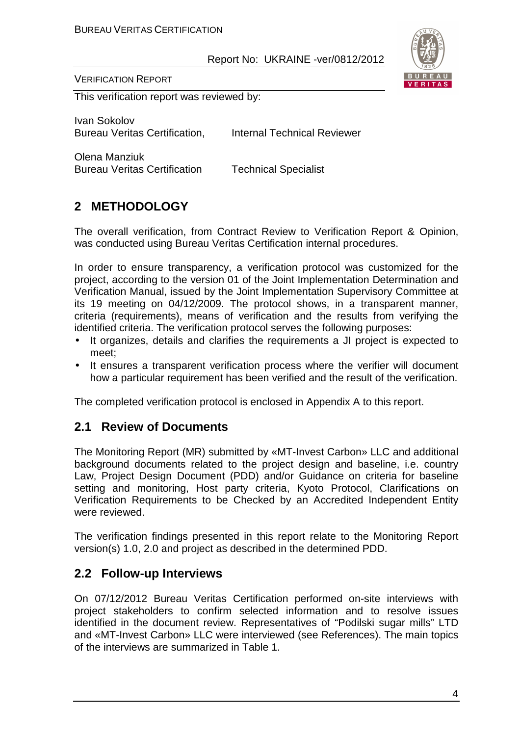This verification report was reviewed by:

Ivan Sokolov
Bureau Veritas Certification, Internal Technical Reviewer

Olena Manziuk
Bureau Veritas Certification Technical Specialist

## 2 METHODOLOGY

The overall verification, from Contract Review to Verification Report & Opinion, was conducted using Bureau Veritas Certification internal procedures.

In order to ensure transparency, a verification protocol was customized for the project, according to the version 01 of the Joint Implementation Determination and Verification Manual, issued by the Joint Implementation Supervisory Committee at its 19 meeting on 04/12/2009. The protocol shows, in a transparent manner, criteria (requirements), means of verification and the results from verifying the identified criteria. The verification protocol serves the following purposes:

- It organizes, details and clarifies the requirements a JI project is expected to meet;
- It ensures a transparent verification process where the verifier will document how a particular requirement has been verified and the result of the verification.

The completed verification protocol is enclosed in Appendix A to this report.

### 2.1 Review of Documents

The Monitoring Report (MR) submitted by «MT-Invest Carbon» LLC and additional background documents related to the project design and baseline, i.e. country Law, Project Design Document (PDD) and/or Guidance on criteria for baseline setting and monitoring, Host party criteria, Kyoto Protocol, Clarifications on Verification Requirements to be Checked by an Accredited Independent Entity were reviewed.

The verification findings presented in this report relate to the Monitoring Report version(s) 1.0, 2.0 and project as described in the determined PDD.

### 2.2 Follow-up Interviews

On 07/12/2012 Bureau Veritas Certification performed on-site interviews with project stakeholders to confirm selected information and to resolve issues identified in the document review. Representatives of "Podilski sugar mills" LTD and «MT-Invest Carbon» LLC were interviewed (see References). The main topics of the interviews are summarized in Table 1.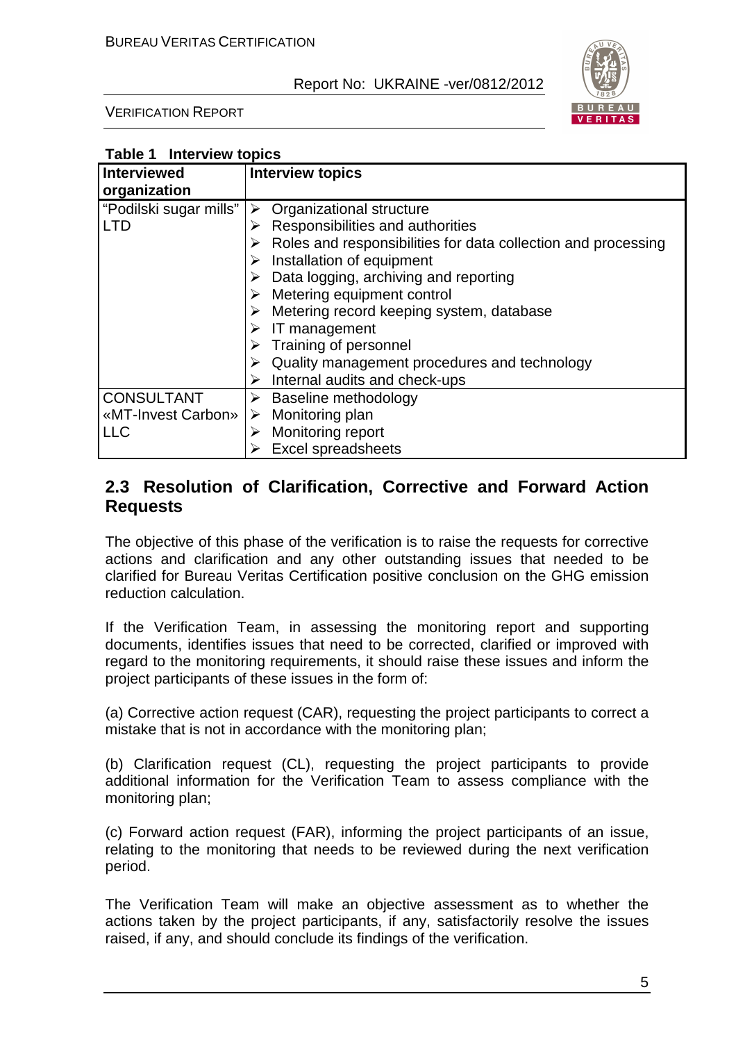**Table 1 Interview topics**

| Interviewed organization | Interview topics |
|---|---|
| "Podilski sugar mills" LTD | ➢ Organizational structure<br>➢ Responsibilities and authorities<br>➢ Roles and responsibilities for data collection and processing<br>➢ Installation of equipment<br>➢ Data logging, archiving and reporting<br>➢ Metering equipment control<br>➢ Metering record keeping system, database<br>➢ IT management<br>➢ Training of personnel<br>➢ Quality management procedures and technology<br>➢ Internal audits and check-ups |
| CONSULTANT «MT-Invest Carbon» LLC | ➢ Baseline methodology<br>➢ Monitoring plan<br>➢ Monitoring report<br>➢ Excel spreadsheets |

## 2.3 Resolution of Clarification, Corrective and Forward Action Requests

The objective of this phase of the verification is to raise the requests for corrective actions and clarification and any other outstanding issues that needed to be clarified for Bureau Veritas Certification positive conclusion on the GHG emission reduction calculation.

If the Verification Team, in assessing the monitoring report and supporting documents, identifies issues that need to be corrected, clarified or improved with regard to the monitoring requirements, it should raise these issues and inform the project participants of these issues in the form of:

(a) Corrective action request (CAR), requesting the project participants to correct a mistake that is not in accordance with the monitoring plan;

(b) Clarification request (CL), requesting the project participants to provide additional information for the Verification Team to assess compliance with the monitoring plan;

(c) Forward action request (FAR), informing the project participants of an issue, relating to the monitoring that needs to be reviewed during the next verification period.

The Verification Team will make an objective assessment as to whether the actions taken by the project participants, if any, satisfactorily resolve the issues raised, if any, and should conclude its findings of the verification.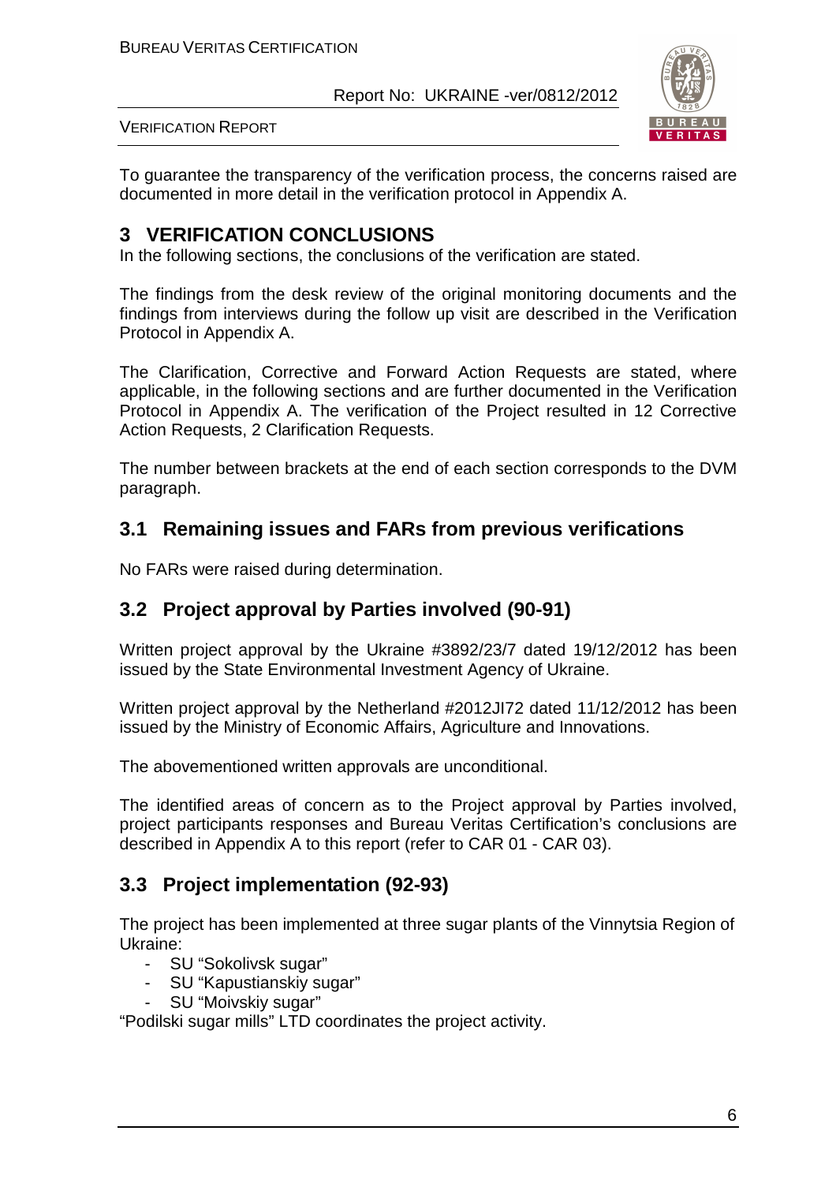To guarantee the transparency of the verification process, the concerns raised are documented in more detail in the verification protocol in Appendix A.

# 3 VERIFICATION CONCLUSIONS

In the following sections, the conclusions of the verification are stated.

The findings from the desk review of the original monitoring documents and the findings from interviews during the follow up visit are described in the Verification Protocol in Appendix A.

The Clarification, Corrective and Forward Action Requests are stated, where applicable, in the following sections and are further documented in the Verification Protocol in Appendix A. The verification of the Project resulted in 12 Corrective Action Requests, 2 Clarification Requests.

The number between brackets at the end of each section corresponds to the DVM paragraph.

## 3.1 Remaining issues and FARs from previous verifications

No FARs were raised during determination.

## 3.2 Project approval by Parties involved (90-91)

Written project approval by the Ukraine #3892/23/7 dated 19/12/2012 has been issued by the State Environmental Investment Agency of Ukraine.

Written project approval by the Netherland #2012JI72 dated 11/12/2012 has been issued by the Ministry of Economic Affairs, Agriculture and Innovations.

The abovementioned written approvals are unconditional.

The identified areas of concern as to the Project approval by Parties involved, project participants responses and Bureau Veritas Certification's conclusions are described in Appendix A to this report (refer to CAR 01 - CAR 03).

## 3.3 Project implementation (92-93)

The project has been implemented at three sugar plants of the Vinnytsia Region of Ukraine:

- SU "Sokolivsk sugar"
- SU "Kapustianskiy sugar"
- SU "Moivskiy sugar"

"Podilski sugar mills" LTD coordinates the project activity.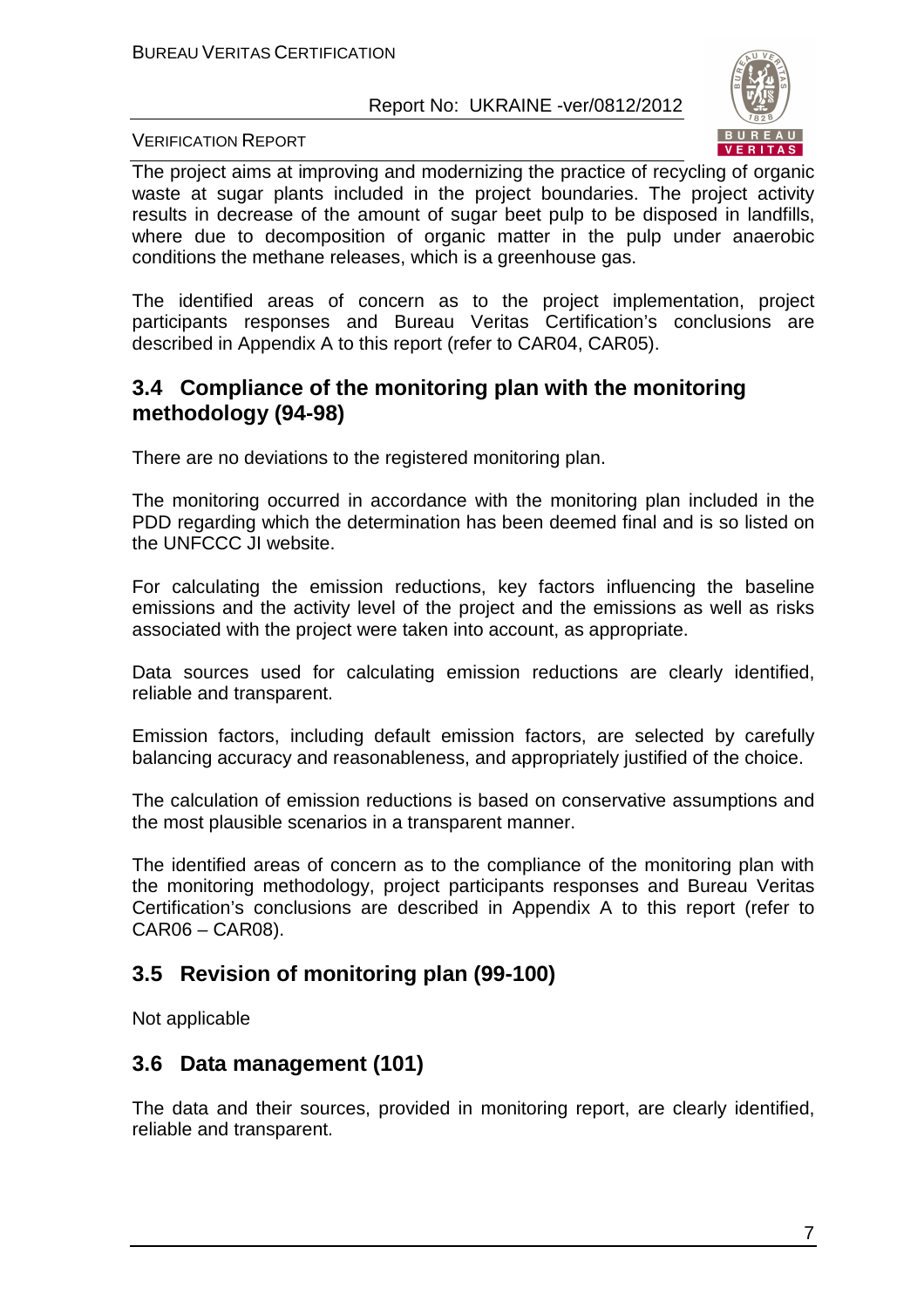The project aims at improving and modernizing the practice of recycling of organic waste at sugar plants included in the project boundaries. The project activity results in decrease of the amount of sugar beet pulp to be disposed in landfills, where due to decomposition of organic matter in the pulp under anaerobic conditions the methane releases, which is a greenhouse gas.

The identified areas of concern as to the project implementation, project participants responses and Bureau Veritas Certification's conclusions are described in Appendix A to this report (refer to CAR04, CAR05).

## 3.4 Compliance of the monitoring plan with the monitoring methodology (94-98)

There are no deviations to the registered monitoring plan.

The monitoring occurred in accordance with the monitoring plan included in the PDD regarding which the determination has been deemed final and is so listed on the UNFCCC JI website.

For calculating the emission reductions, key factors influencing the baseline emissions and the activity level of the project and the emissions as well as risks associated with the project were taken into account, as appropriate.

Data sources used for calculating emission reductions are clearly identified, reliable and transparent.

Emission factors, including default emission factors, are selected by carefully balancing accuracy and reasonableness, and appropriately justified of the choice.

The calculation of emission reductions is based on conservative assumptions and the most plausible scenarios in a transparent manner.

The identified areas of concern as to the compliance of the monitoring plan with the monitoring methodology, project participants responses and Bureau Veritas Certification's conclusions are described in Appendix A to this report (refer to CAR06 – CAR08).

## 3.5 Revision of monitoring plan (99-100)

Not applicable

## 3.6 Data management (101)

The data and their sources, provided in monitoring report, are clearly identified, reliable and transparent.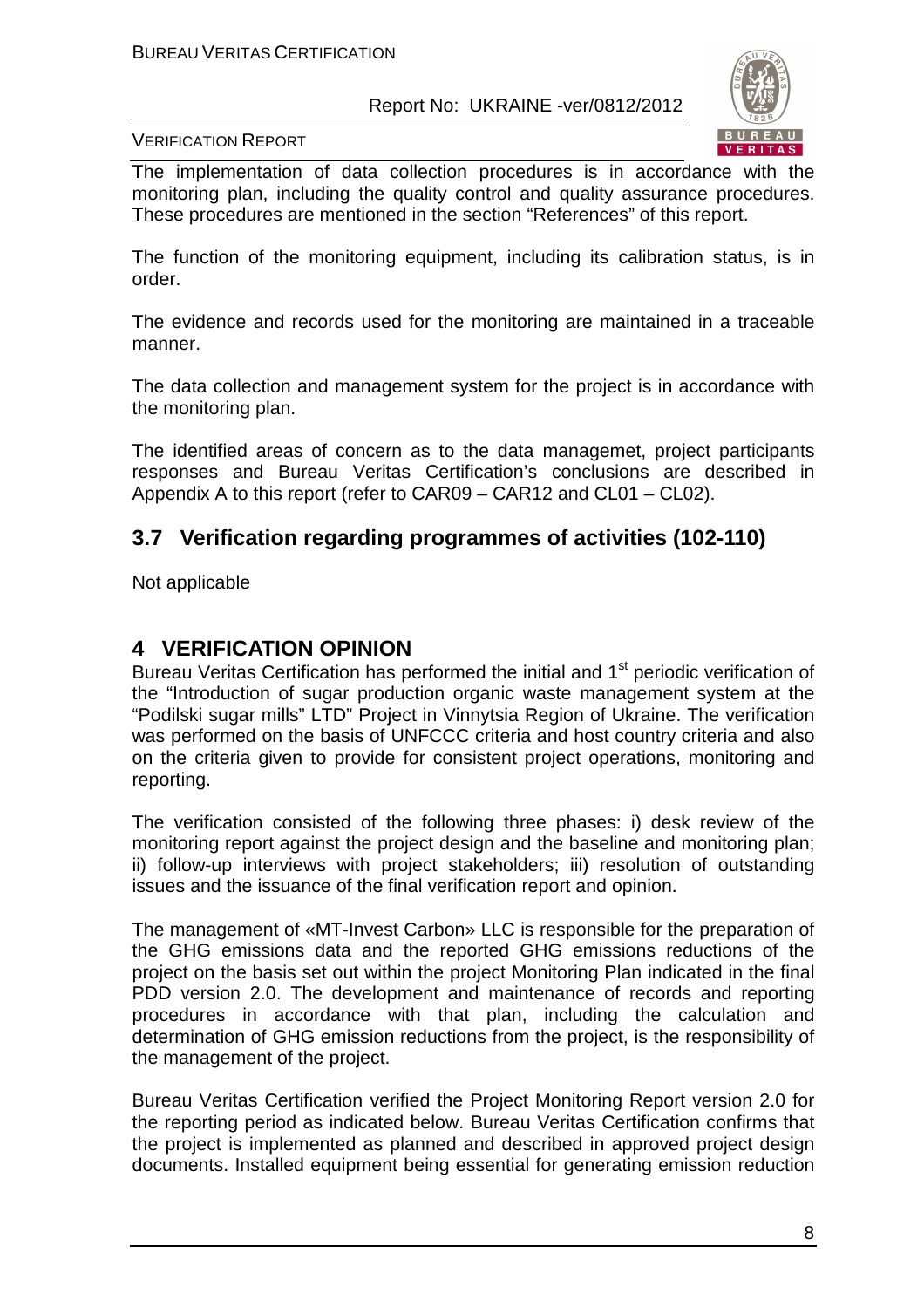The implementation of data collection procedures is in accordance with the monitoring plan, including the quality control and quality assurance procedures. These procedures are mentioned in the section "References" of this report.

The function of the monitoring equipment, including its calibration status, is in order.

The evidence and records used for the monitoring are maintained in a traceable manner.

The data collection and management system for the project is in accordance with the monitoring plan.

The identified areas of concern as to the data managemet, project participants responses and Bureau Veritas Certification's conclusions are described in Appendix A to this report (refer to CAR09 – CAR12 and CL01 – CL02).

## 3.7 Verification regarding programmes of activities (102-110)

Not applicable

# 4 VERIFICATION OPINION

Bureau Veritas Certification has performed the initial and 1st periodic verification of the "Introduction of sugar production organic waste management system at the "Podilski sugar mills" LTD" Project in Vinnytsia Region of Ukraine. The verification was performed on the basis of UNFCCC criteria and host country criteria and also on the criteria given to provide for consistent project operations, monitoring and reporting.

The verification consisted of the following three phases: i) desk review of the monitoring report against the project design and the baseline and monitoring plan; ii) follow-up interviews with project stakeholders; iii) resolution of outstanding issues and the issuance of the final verification report and opinion.

The management of «MT-Invest Carbon» LLC is responsible for the preparation of the GHG emissions data and the reported GHG emissions reductions of the project on the basis set out within the project Monitoring Plan indicated in the final PDD version 2.0. The development and maintenance of records and reporting procedures in accordance with that plan, including the calculation and determination of GHG emission reductions from the project, is the responsibility of the management of the project.

Bureau Veritas Certification verified the Project Monitoring Report version 2.0 for the reporting period as indicated below. Bureau Veritas Certification confirms that the project is implemented as planned and described in approved project design documents. Installed equipment being essential for generating emission reduction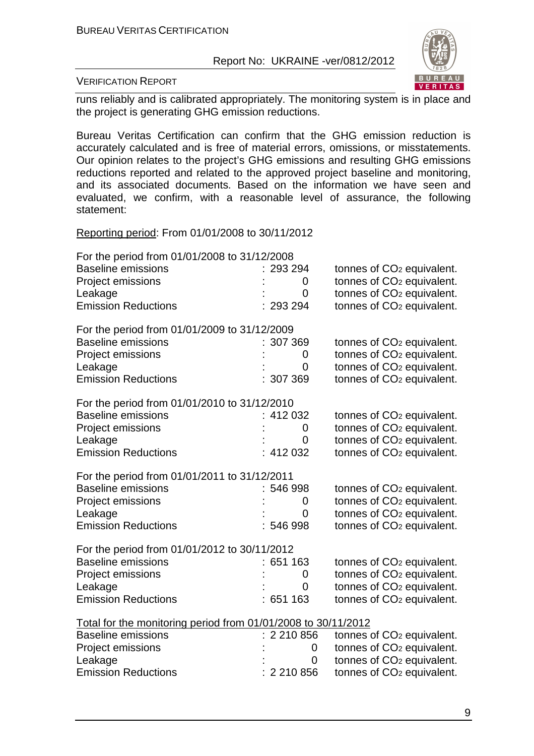runs reliably and is calibrated appropriately. The monitoring system is in place and the project is generating GHG emission reductions.

Bureau Veritas Certification can confirm that the GHG emission reduction is accurately calculated and is free of material errors, omissions, or misstatements. Our opinion relates to the project's GHG emissions and resulting GHG emissions reductions reported and related to the approved project baseline and monitoring, and its associated documents. Based on the information we have seen and evaluated, we confirm, with a reasonable level of assurance, the following statement:

Reporting period: From 01/01/2008 to 30/11/2012

For the period from 01/01/2008 to 31/12/2008

| | | |
|---|---|---|
| Baseline emissions | : 293 294 | tonnes of $CO_2$ equivalent. |
| Project emissions | : 0 | tonnes of $CO_2$ equivalent. |
| Leakage | : 0 | tonnes of $CO_2$ equivalent. |
| Emission Reductions | : 293 294 | tonnes of $CO_2$ equivalent. |

For the period from 01/01/2009 to 31/12/2009

| | | |
|---|---|---|
| Baseline emissions | : 307 369 | tonnes of $CO_2$ equivalent. |
| Project emissions | : 0 | tonnes of $CO_2$ equivalent. |
| Leakage | : 0 | tonnes of $CO_2$ equivalent. |
| Emission Reductions | : 307 369 | tonnes of $CO_2$ equivalent. |

For the period from 01/01/2010 to 31/12/2010

| | | |
|---|---|---|
| Baseline emissions | : 412 032 | tonnes of $CO_2$ equivalent. |
| Project emissions | : 0 | tonnes of $CO_2$ equivalent. |
| Leakage | : 0 | tonnes of $CO_2$ equivalent. |
| Emission Reductions | : 412 032 | tonnes of $CO_2$ equivalent. |

For the period from 01/01/2011 to 31/12/2011

| | | |
|---|---|---|
| Baseline emissions | : 546 998 | tonnes of $CO_2$ equivalent. |
| Project emissions | : 0 | tonnes of $CO_2$ equivalent. |
| Leakage | : 0 | tonnes of $CO_2$ equivalent. |
| Emission Reductions | : 546 998 | tonnes of $CO_2$ equivalent. |

For the period from 01/01/2012 to 30/11/2012

| | | |
|---|---|---|
| Baseline emissions | : 651 163 | tonnes of $CO_2$ equivalent. |
| Project emissions | : 0 | tonnes of $CO_2$ equivalent. |
| Leakage | : 0 | tonnes of $CO_2$ equivalent. |
| Emission Reductions | : 651 163 | tonnes of $CO_2$ equivalent. |

Total for the monitoring period from 01/01/2008 to 30/11/2012

| | | |
|---|---|---|
| Baseline emissions | : 2 210 856 | tonnes of $CO_2$ equivalent. |
| Project emissions | : 0 | tonnes of $CO_2$ equivalent. |
| Leakage | : 0 | tonnes of $CO_2$ equivalent. |
| Emission Reductions | : 2 210 856 | tonnes of $CO_2$ equivalent. |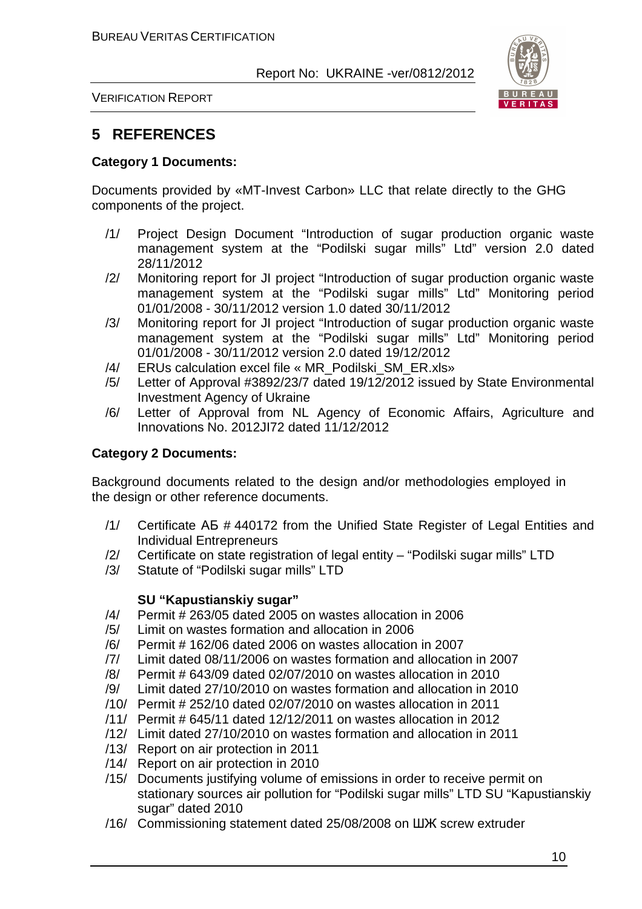# 5 REFERENCES

**Category 1 Documents:**

Documents provided by «MT-Invest Carbon» LLC that relate directly to the GHG components of the project.

/1/ Project Design Document "Introduction of sugar production organic waste management system at the "Podilski sugar mills" Ltd" version 2.0 dated 28/11/2012

/2/ Monitoring report for JI project "Introduction of sugar production organic waste management system at the "Podilski sugar mills" Ltd" Monitoring period 01/01/2008 - 30/11/2012 version 1.0 dated 30/11/2012

/3/ Monitoring report for JI project "Introduction of sugar production organic waste management system at the "Podilski sugar mills" Ltd" Monitoring period 01/01/2008 - 30/11/2012 version 2.0 dated 19/12/2012

/4/ ERUs calculation excel file « MR_Podilski_SM_ER.xls»

/5/ Letter of Approval #3892/23/7 dated 19/12/2012 issued by State Environmental Investment Agency of Ukraine

/6/ Letter of Approval from NL Agency of Economic Affairs, Agriculture and Innovations No. 2012JI72 dated 11/12/2012

**Category 2 Documents:**

Background documents related to the design and/or methodologies employed in the design or other reference documents.

/1/ Certificate АБ # 440172 from the Unified State Register of Legal Entities and Individual Entrepreneurs

/2/ Certificate on state registration of legal entity – "Podilski sugar mills" LTD

/3/ Statute of "Podilski sugar mills" LTD

**SU "Kapustianskiy sugar"**

/4/ Permit # 263/05 dated 2005 on wastes allocation in 2006

/5/ Limit on wastes formation and allocation in 2006

/6/ Permit # 162/06 dated 2006 on wastes allocation in 2007

/7/ Limit dated 08/11/2006 on wastes formation and allocation in 2007

/8/ Permit # 643/09 dated 02/07/2010 on wastes allocation in 2010

/9/ Limit dated 27/10/2010 on wastes formation and allocation in 2010

/10/ Permit # 252/10 dated 02/07/2010 on wastes allocation in 2011

/11/ Permit # 645/11 dated 12/12/2011 on wastes allocation in 2012

/12/ Limit dated 27/10/2010 on wastes formation and allocation in 2011

/13/ Report on air protection in 2011

/14/ Report on air protection in 2010

/15/ Documents justifying volume of emissions in order to receive permit on stationary sources air pollution for "Podilski sugar mills" LTD SU "Kapustianskiy sugar" dated 2010

/16/ Commissioning statement dated 25/08/2008 on ШЖ screw extruder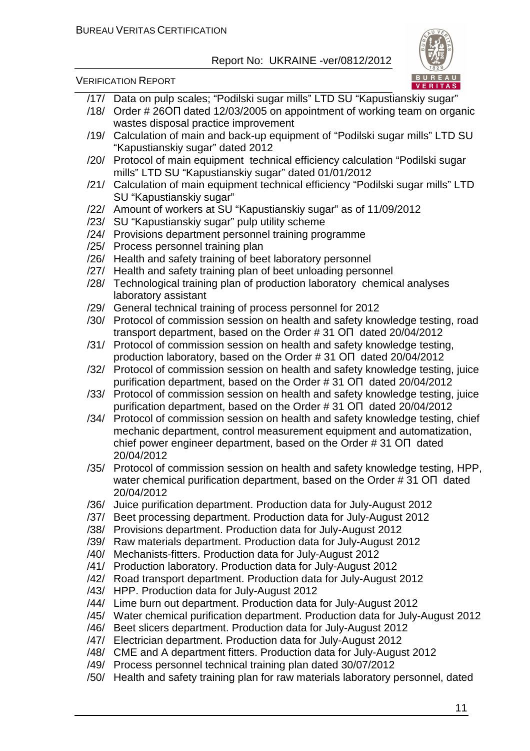/17/ Data on pulp scales; "Podilski sugar mills" LTD SU "Kapustianskiy sugar"

/18/ Order # 26ОП dated 12/03/2005 on appointment of working team on organic wastes disposal practice improvement

/19/ Calculation of main and back-up equipment of "Podilski sugar mills" LTD SU "Kapustianskiy sugar" dated 2012

/20/ Protocol of main equipment technical efficiency calculation "Podilski sugar mills" LTD SU "Kapustianskiy sugar" dated 01/01/2012

/21/ Calculation of main equipment technical efficiency "Podilski sugar mills" LTD SU "Kapustianskiy sugar"

/22/ Amount of workers at SU "Kapustianskiy sugar" as of 11/09/2012

/23/ SU "Kapustianskiy sugar" pulp utility scheme

/24/ Provisions department personnel training programme

/25/ Process personnel training plan

/26/ Health and safety training of beet laboratory personnel

/27/ Health and safety training plan of beet unloading personnel

/28/ Technological training plan of production laboratory chemical analyses laboratory assistant

/29/ General technical training of process personnel for 2012

/30/ Protocol of commission session on health and safety knowledge testing, road transport department, based on the Order # 31 ОП dated 20/04/2012

/31/ Protocol of commission session on health and safety knowledge testing, production laboratory, based on the Order # 31 ОП dated 20/04/2012

/32/ Protocol of commission session on health and safety knowledge testing, juice purification department, based on the Order # 31 ОП dated 20/04/2012

/33/ Protocol of commission session on health and safety knowledge testing, juice purification department, based on the Order # 31 ОП dated 20/04/2012

/34/ Protocol of commission session on health and safety knowledge testing, chief mechanic department, control measurement equipment and automatization, chief power engineer department, based on the Order # 31 ОП dated 20/04/2012

/35/ Protocol of commission session on health and safety knowledge testing, HPP, water chemical purification department, based on the Order # 31 ОП dated 20/04/2012

/36/ Juice purification department. Production data for July-August 2012

/37/ Beet processing department. Production data for July-August 2012

/38/ Provisions department. Production data for July-August 2012

/39/ Raw materials department. Production data for July-August 2012

/40/ Mechanists-fitters. Production data for July-August 2012

/41/ Production laboratory. Production data for July-August 2012

/42/ Road transport department. Production data for July-August 2012

/43/ HPP. Production data for July-August 2012

/44/ Lime burn out department. Production data for July-August 2012

/45/ Water chemical purification department. Production data for July-August 2012

/46/ Beet slicers department. Production data for July-August 2012

/47/ Electrician department. Production data for July-August 2012

/48/ CME and A department fitters. Production data for July-August 2012

/49/ Process personnel technical training plan dated 30/07/2012

/50/ Health and safety training plan for raw materials laboratory personnel, dated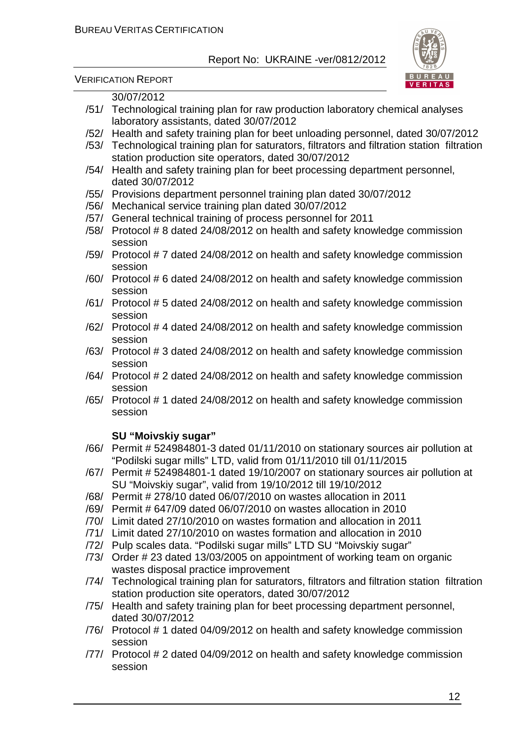30/07/2012

/51/ Technological training plan for raw production laboratory chemical analyses laboratory assistants, dated 30/07/2012

/52/ Health and safety training plan for beet unloading personnel, dated 30/07/2012

/53/ Technological training plan for saturators, filtrators and filtration station filtration station production site operators, dated 30/07/2012

/54/ Health and safety training plan for beet processing department personnel, dated 30/07/2012

/55/ Provisions department personnel training plan dated 30/07/2012

/56/ Mechanical service training plan dated 30/07/2012

/57/ General technical training of process personnel for 2011

/58/ Protocol # 8 dated 24/08/2012 on health and safety knowledge commission session

/59/ Protocol # 7 dated 24/08/2012 on health and safety knowledge commission session

/60/ Protocol # 6 dated 24/08/2012 on health and safety knowledge commission session

/61/ Protocol # 5 dated 24/08/2012 on health and safety knowledge commission session

/62/ Protocol # 4 dated 24/08/2012 on health and safety knowledge commission session

/63/ Protocol # 3 dated 24/08/2012 on health and safety knowledge commission session

/64/ Protocol # 2 dated 24/08/2012 on health and safety knowledge commission session

/65/ Protocol # 1 dated 24/08/2012 on health and safety knowledge commission session

**SU "Moivskiy sugar"**

/66/ Permit # 524984801-3 dated 01/11/2010 on stationary sources air pollution at "Podilski sugar mills" LTD, valid from 01/11/2010 till 01/11/2015

/67/ Permit # 524984801-1 dated 19/10/2007 on stationary sources air pollution at SU "Moivskiy sugar", valid from 19/10/2012 till 19/10/2012

/68/ Permit # 278/10 dated 06/07/2010 on wastes allocation in 2011

/69/ Permit # 647/09 dated 06/07/2010 on wastes allocation in 2010

/70/ Limit dated 27/10/2010 on wastes formation and allocation in 2011

/71/ Limit dated 27/10/2010 on wastes formation and allocation in 2010

/72/ Pulp scales data. "Podilski sugar mills" LTD SU "Moivskiy sugar"

/73/ Order # 23 dated 13/03/2005 on appointment of working team on organic wastes disposal practice improvement

/74/ Technological training plan for saturators, filtrators and filtration station filtration station production site operators, dated 30/07/2012

/75/ Health and safety training plan for beet processing department personnel, dated 30/07/2012

/76/ Protocol # 1 dated 04/09/2012 on health and safety knowledge commission session

/77/ Protocol # 2 dated 04/09/2012 on health and safety knowledge commission session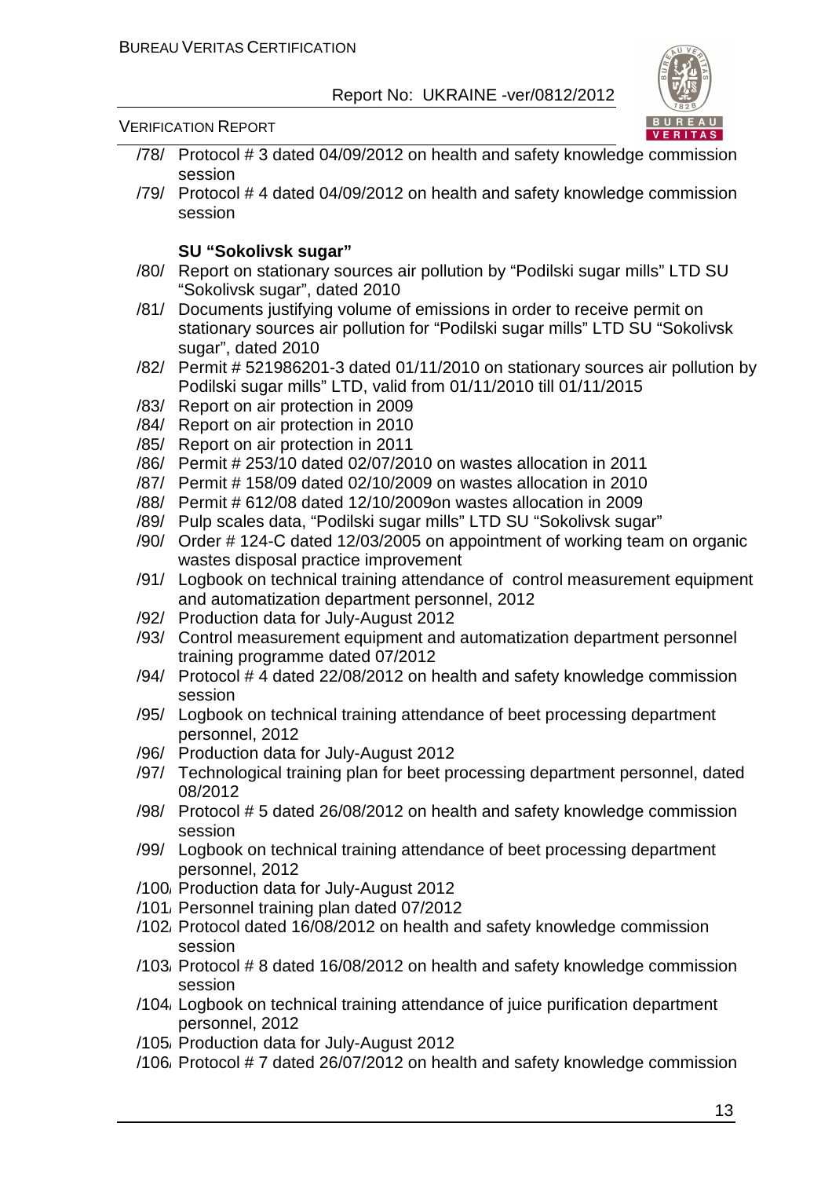/78/ Protocol # 3 dated 04/09/2012 on health and safety knowledge commission session

/79/ Protocol # 4 dated 04/09/2012 on health and safety knowledge commission session

**SU "Sokolivsk sugar"**

/80/ Report on stationary sources air pollution by "Podilski sugar mills" LTD SU "Sokolivsk sugar", dated 2010

/81/ Documents justifying volume of emissions in order to receive permit on stationary sources air pollution for "Podilski sugar mills" LTD SU "Sokolivsk sugar", dated 2010

/82/ Permit # 521986201-3 dated 01/11/2010 on stationary sources air pollution by Podilski sugar mills" LTD, valid from 01/11/2010 till 01/11/2015

/83/ Report on air protection in 2009

/84/ Report on air protection in 2010

/85/ Report on air protection in 2011

/86/ Permit # 253/10 dated 02/07/2010 on wastes allocation in 2011

/87/ Permit # 158/09 dated 02/10/2009 on wastes allocation in 2010

/88/ Permit # 612/08 dated 12/10/2009on wastes allocation in 2009

/89/ Pulp scales data, "Podilski sugar mills" LTD SU "Sokolivsk sugar"

/90/ Order # 124-C dated 12/03/2005 on appointment of working team on organic wastes disposal practice improvement

/91/ Logbook on technical training attendance of control measurement equipment and automatization department personnel, 2012

/92/ Production data for July-August 2012

/93/ Control measurement equipment and automatization department personnel training programme dated 07/2012

/94/ Protocol # 4 dated 22/08/2012 on health and safety knowledge commission session

/95/ Logbook on technical training attendance of beet processing department personnel, 2012

/96/ Production data for July-August 2012

/97/ Technological training plan for beet processing department personnel, dated 08/2012

/98/ Protocol # 5 dated 26/08/2012 on health and safety knowledge commission session

/99/ Logbook on technical training attendance of beet processing department personnel, 2012

/100/ Production data for July-August 2012

/101/ Personnel training plan dated 07/2012

/102/ Protocol dated 16/08/2012 on health and safety knowledge commission session

/103/ Protocol # 8 dated 16/08/2012 on health and safety knowledge commission session

/104/ Logbook on technical training attendance of juice purification department personnel, 2012

/105/ Production data for July-August 2012

/106/ Protocol # 7 dated 26/07/2012 on health and safety knowledge commission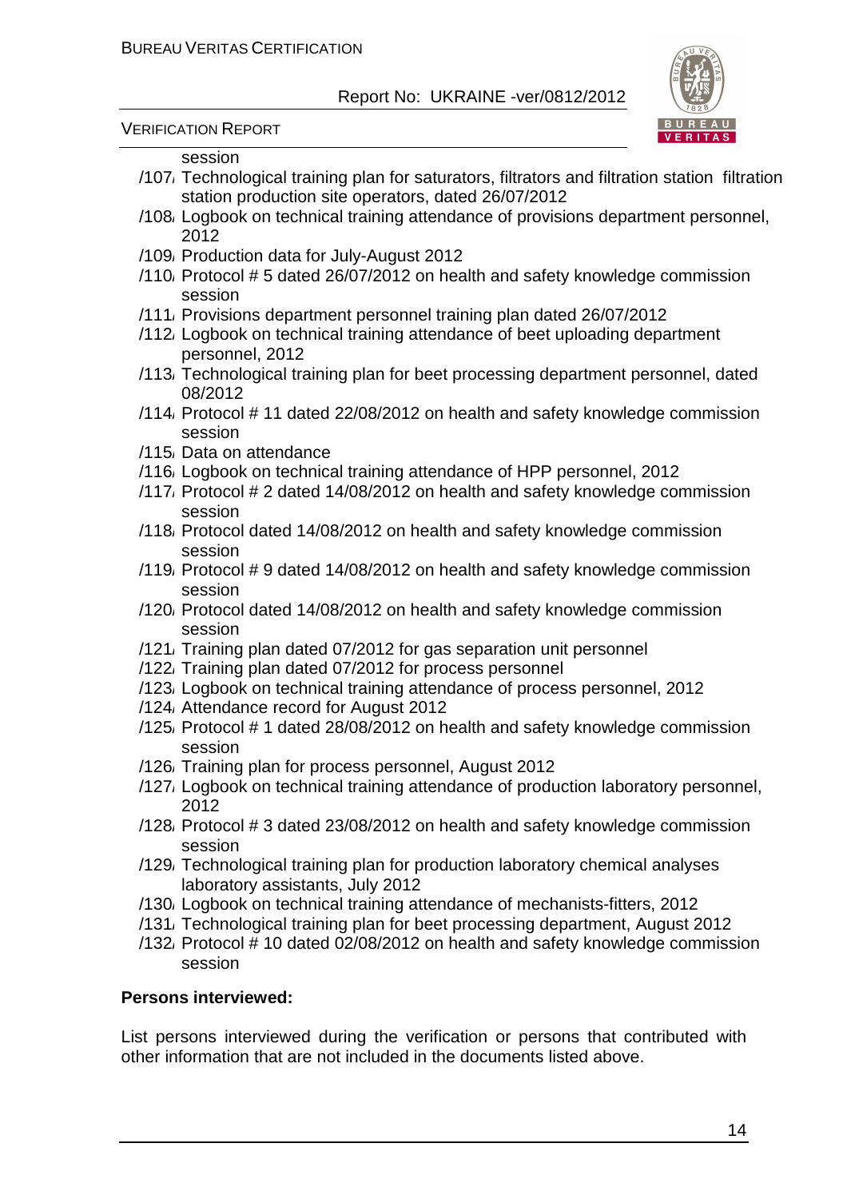session

/107/ Technological training plan for saturators, filtrators and filtration station filtration station production site operators, dated 26/07/2012

/108/ Logbook on technical training attendance of provisions department personnel, 2012

/109/ Production data for July-August 2012

/110/ Protocol # 5 dated 26/07/2012 on health and safety knowledge commission session

/111/ Provisions department personnel training plan dated 26/07/2012

/112/ Logbook on technical training attendance of beet uploading department personnel, 2012

/113/ Technological training plan for beet processing department personnel, dated 08/2012

/114/ Protocol # 11 dated 22/08/2012 on health and safety knowledge commission session

/115/ Data on attendance

/116/ Logbook on technical training attendance of HPP personnel, 2012

/117/ Protocol # 2 dated 14/08/2012 on health and safety knowledge commission session

/118/ Protocol dated 14/08/2012 on health and safety knowledge commission session

/119/ Protocol # 9 dated 14/08/2012 on health and safety knowledge commission session

/120/ Protocol dated 14/08/2012 on health and safety knowledge commission session

/121/ Training plan dated 07/2012 for gas separation unit personnel

/122/ Training plan dated 07/2012 for process personnel

/123/ Logbook on technical training attendance of process personnel, 2012

/124/ Attendance record for August 2012

/125/ Protocol # 1 dated 28/08/2012 on health and safety knowledge commission session

/126/ Training plan for process personnel, August 2012

/127/ Logbook on technical training attendance of production laboratory personnel, 2012

/128/ Protocol # 3 dated 23/08/2012 on health and safety knowledge commission session

/129/ Technological training plan for production laboratory chemical analyses laboratory assistants, July 2012

/130/ Logbook on technical training attendance of mechanists-fitters, 2012

/131/ Technological training plan for beet processing department, August 2012

/132/ Protocol # 10 dated 02/08/2012 on health and safety knowledge commission session

**Persons interviewed:**

List persons interviewed during the verification or persons that contributed with other information that are not included in the documents listed above.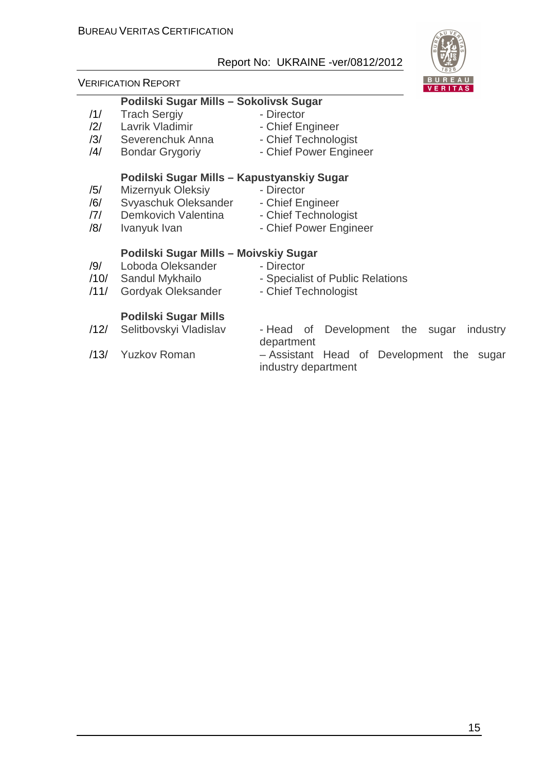**Podilski Sugar Mills – Sokolivsk Sugar**

| | | |
|---|---|---|
| /1/ | Trach Sergiy | - Director |
| /2/ | Lavrik Vladimir | - Chief Engineer |
| /3/ | Severenchuk Anna | - Chief Technologist |
| /4/ | Bondar Grygoriy | - Chief Power Engineer |

**Podilski Sugar Mills – Kapustyanskiy Sugar**

| | | |
|---|---|---|
| /5/ | Mizernyuk Oleksiy | - Director |
| /6/ | Svyaschuk Oleksander | - Chief Engineer |
| /7/ | Demkovich Valentina | - Chief Technologist |
| /8/ | Ivanyuk Ivan | - Chief Power Engineer |

**Podilski Sugar Mills – Moivskiy Sugar**

| | | |
|---|---|---|
| /9/ | Loboda Oleksander | - Director |
| /10/ | Sandul Mykhailo | - Specialist of Public Relations |
| /11/ | Gordyak Oleksander | - Chief Technologist |

**Podilski Sugar Mills**

| | | |
|---|---|---|
| /12/ | Selitbovskyi Vladislav | - Head of Development the sugar industry department |
| /13/ | Yuzkov Roman | – Assistant Head of Development the sugar industry department |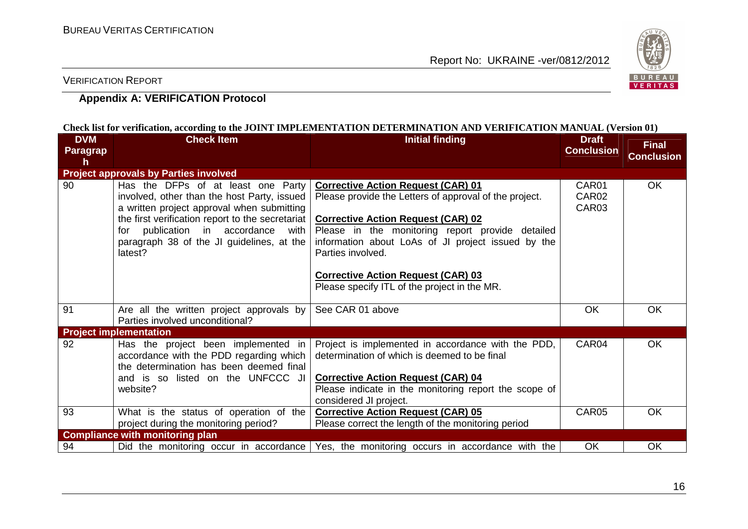## Appendix A: VERIFICATION Protocol

**Check list for verification, according to the JOINT IMPLEMENTATION DETERMINATION AND VERIFICATION MANUAL (Version 01)**

| DVM Paragraph | Check Item | Initial finding | Draft Conclusion | Final Conclusion |
|---|---|---|---|---|
| **Project approvals by Parties involved** | | | | |
| 90 | Has the DFPs of at least one Party involved, other than the host Party, issued a written project approval when submitting the first verification report to the secretariat for publication in accordance with paragraph 38 of the JI guidelines, at the latest? | **Corrective Action Request (CAR) 01**<br>Please provide the Letters of approval of the project.<br><br>**Corrective Action Request (CAR) 02**<br>Please in the monitoring report provide detailed information about LoAs of JI project issued by the Parties involved.<br><br>**Corrective Action Request (CAR) 03**<br>Please specify ITL of the project in the MR. | CAR01<br>CAR02<br>CAR03 | OK |
| 91 | Are all the written project approvals by Parties involved unconditional? | See CAR 01 above | OK | OK |
| **Project implementation** | | | | |
| 92 | Has the project been implemented in accordance with the PDD regarding which the determination has been deemed final and is so listed on the UNFCCC JI website? | Project is implemented in accordance with the PDD, determination of which is deemed to be final<br><br>**Corrective Action Request (CAR) 04**<br>Please indicate in the monitoring report the scope of considered JI project. | CAR04 | OK |
| 93 | What is the status of operation of the project during the monitoring period? | **Corrective Action Request (CAR) 05**<br>Please correct the length of the monitoring period | CAR05 | OK |
| **Compliance with monitoring plan** | | | | |
| 94 | Did the monitoring occur in accordance | Yes, the monitoring occurs in accordance with the | OK | OK |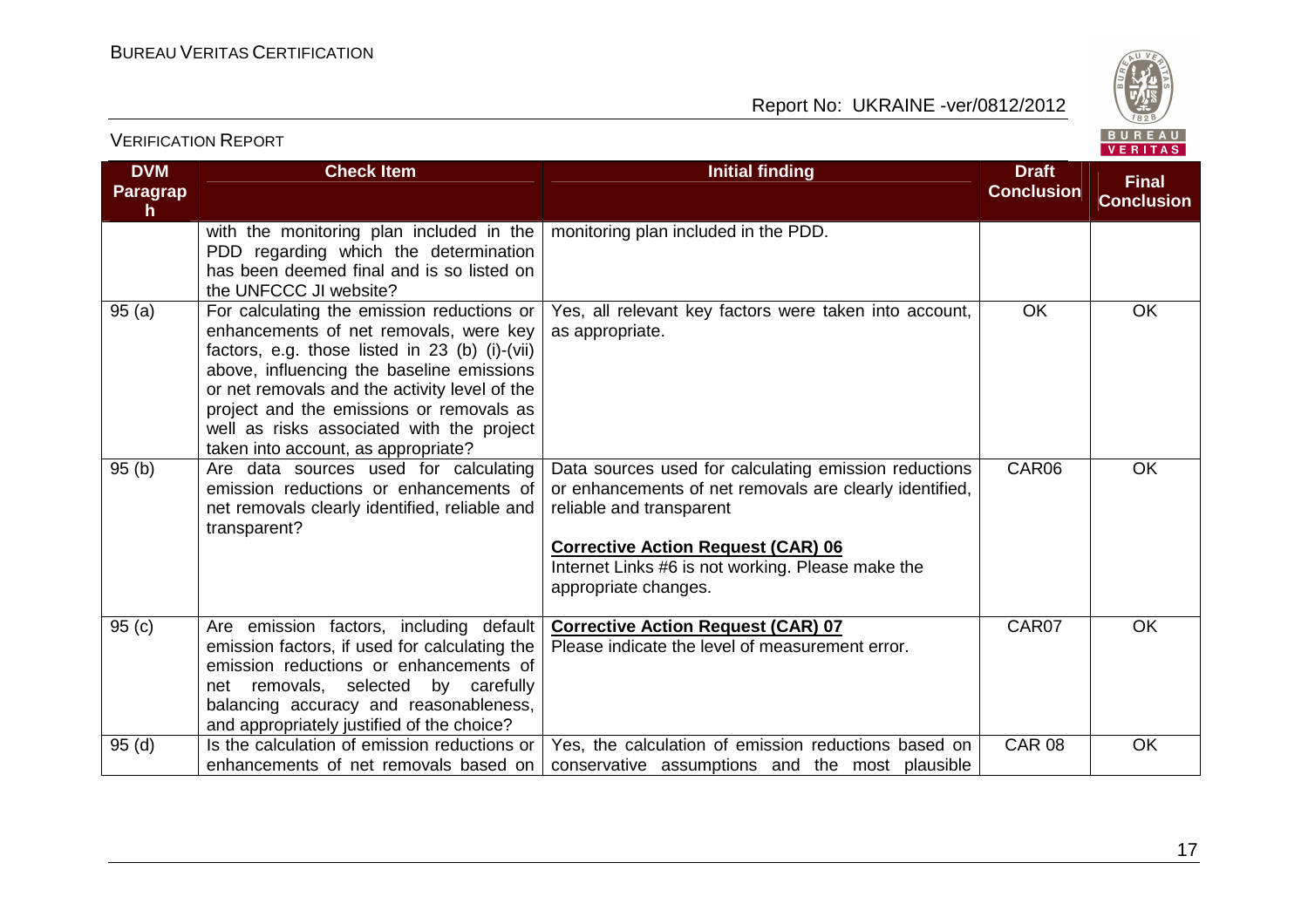| DVM Paragraph | Check Item | Initial finding | Draft Conclusion | Final Conclusion |
|---|---|---|---|---|
| | with the monitoring plan included in the PDD regarding which the determination has been deemed final and is so listed on the UNFCCC JI website? | monitoring plan included in the PDD. | | |
| 95 (a) | For calculating the emission reductions or enhancements of net removals, were key factors, e.g. those listed in 23 (b) (i)-(vii) above, influencing the baseline emissions or net removals and the activity level of the project and the emissions or removals as well as risks associated with the project taken into account, as appropriate? | Yes, all relevant key factors were taken into account, as appropriate. | OK | OK |
| 95 (b) | Are data sources used for calculating emission reductions or enhancements of net removals clearly identified, reliable and transparent? | Data sources used for calculating emission reductions or enhancements of net removals are clearly identified, reliable and transparent<br><br>**Corrective Action Request (CAR) 06**<br>Internet Links #6 is not working. Please make the appropriate changes. | CAR06 | OK |
| 95 (c) | Are emission factors, including default emission factors, if used for calculating the emission reductions or enhancements of net removals, selected by carefully balancing accuracy and reasonableness, and appropriately justified of the choice? | **Corrective Action Request (CAR) 07**<br>Please indicate the level of measurement error. | CAR07 | OK |
| 95 (d) | Is the calculation of emission reductions or enhancements of net removals based on | Yes, the calculation of emission reductions based on conservative assumptions and the most plausible | CAR 08 | OK |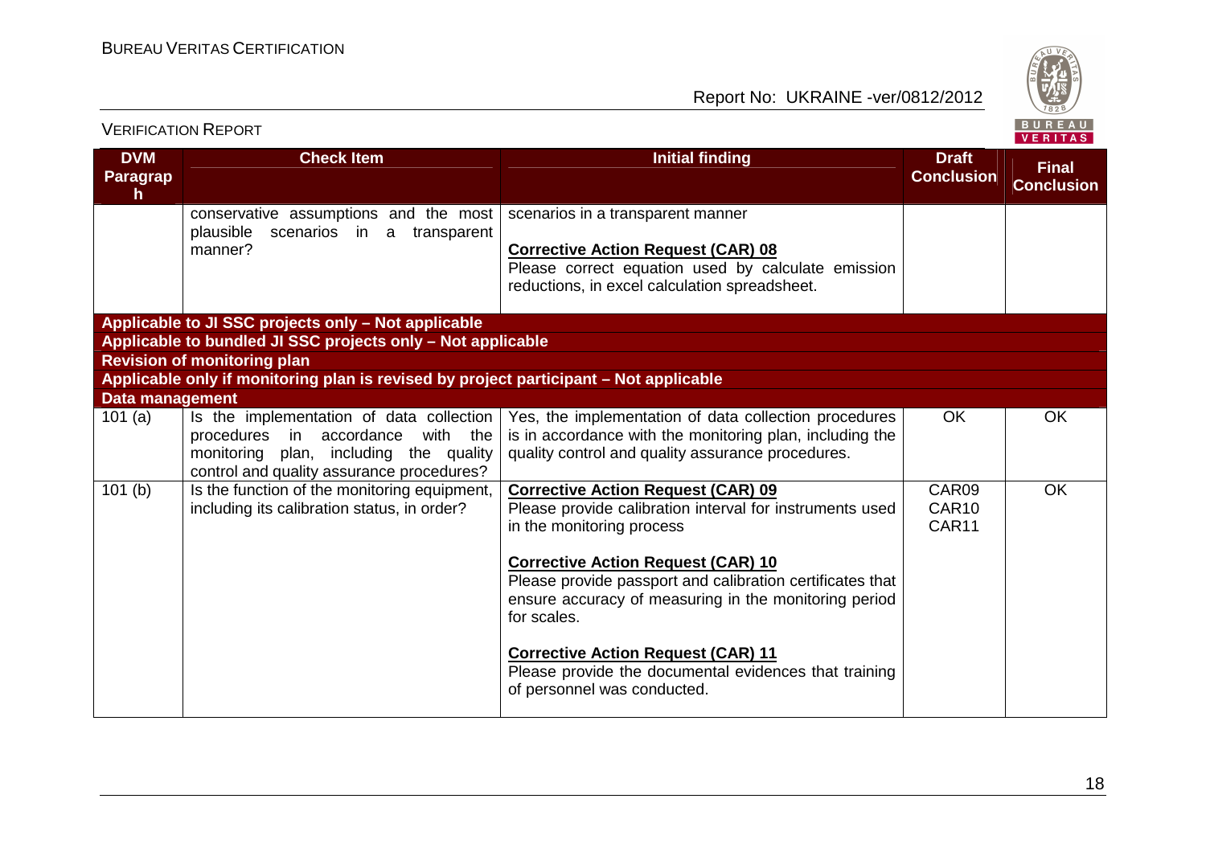| DVM Paragraph | Check Item | Initial finding | Draft Conclusion | Final Conclusion |
|---|---|---|---|---|
| | conservative assumptions and the most plausible scenarios in a transparent manner? | scenarios in a transparent manner<br><br>**Corrective Action Request (CAR) 08**<br>Please correct equation used by calculate emission reductions, in excel calculation spreadsheet. | | |
| **Applicable to JI SSC projects only – Not applicable** | | | | |
| **Applicable to bundled JI SSC projects only – Not applicable** | | | | |
| **Revision of monitoring plan** | | | | |
| **Applicable only if monitoring plan is revised by project participant – Not applicable** | | | | |
| **Data management** | | | | |
| 101 (a) | Is the implementation of data collection procedures in accordance with the monitoring plan, including the quality control and quality assurance procedures? | Yes, the implementation of data collection procedures is in accordance with the monitoring plan, including the quality control and quality assurance procedures. | OK | OK |
| 101 (b) | Is the function of the monitoring equipment, including its calibration status, in order? | **Corrective Action Request (CAR) 09**<br>Please provide calibration interval for instruments used in the monitoring process<br><br>**Corrective Action Request (CAR) 10**<br>Please provide passport and calibration certificates that ensure accuracy of measuring in the monitoring period for scales.<br><br>**Corrective Action Request (CAR) 11**<br>Please provide the documental evidences that training of personnel was conducted. | CAR09<br>CAR10<br>CAR11 | OK |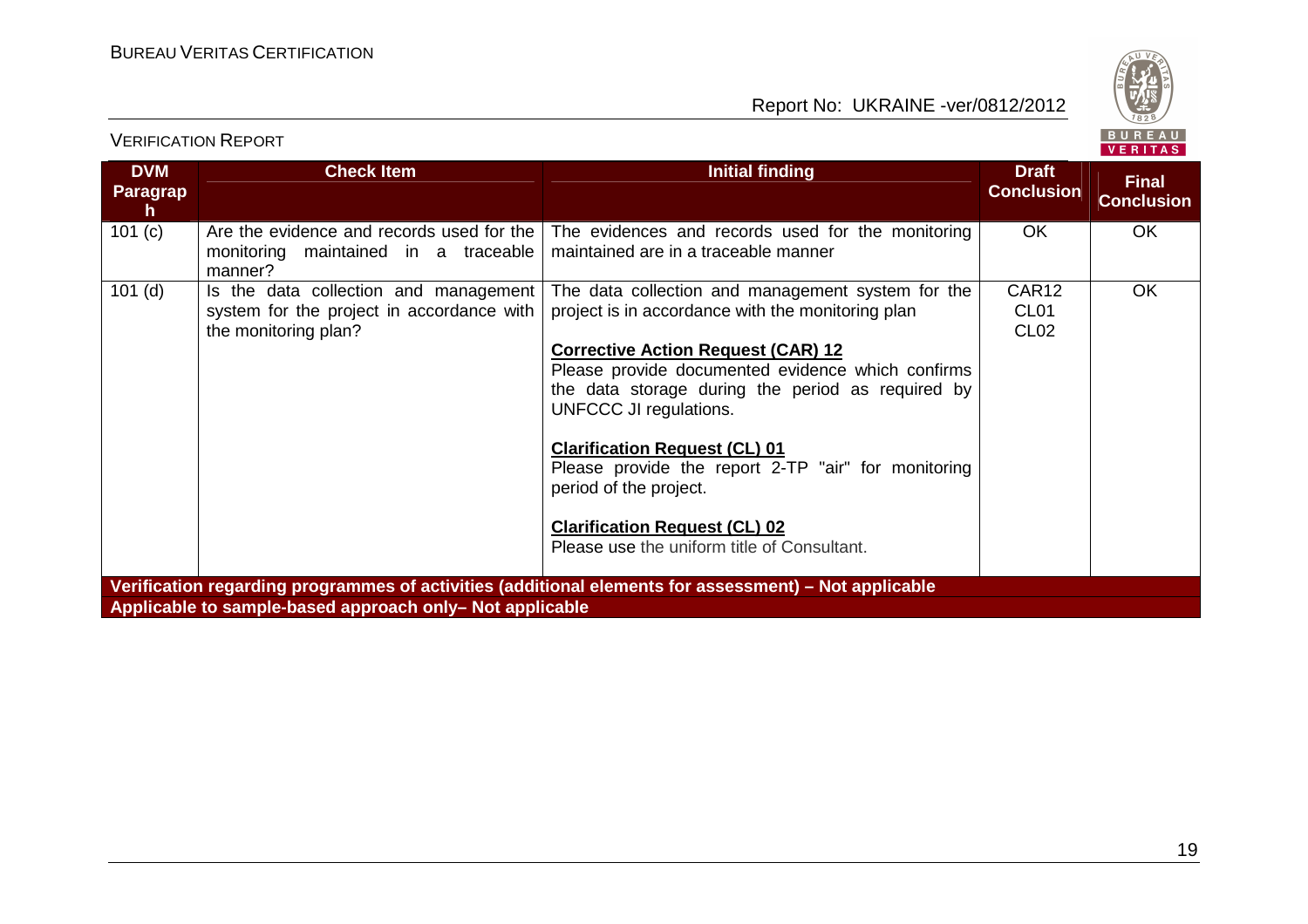| DVM Paragraph | Check Item | Initial finding | Draft Conclusion | Final Conclusion |
|---|---|---|---|---|
| 101 (c) | Are the evidence and records used for the monitoring maintained in a traceable manner? | The evidences and records used for the monitoring maintained are in a traceable manner | OK | OK |
| 101 (d) | Is the data collection and management system for the project in accordance with the monitoring plan? | The data collection and management system for the project is in accordance with the monitoring plan<br><br>**Corrective Action Request (CAR) 12**<br>Please provide documented evidence which confirms the data storage during the period as required by UNFCCC JI regulations.<br><br>**Clarification Request (CL) 01**<br>Please provide the report 2-TP "air" for monitoring period of the project.<br><br>**Clarification Request (CL) 02**<br>Please use the uniform title of Consultant. | CAR12<br>CL01<br>CL02 | OK |
| **Verification regarding programmes of activities (additional elements for assessment) – Not applicable** | | | | |
| **Applicable to sample-based approach only– Not applicable** | | | | |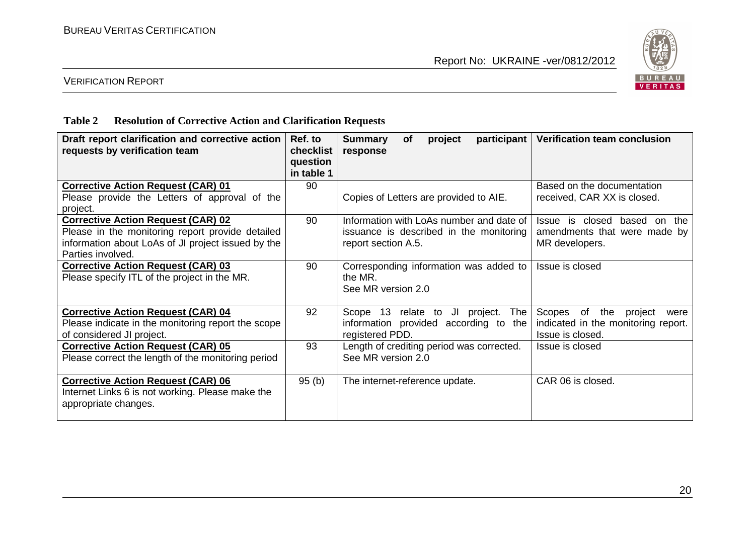**Table 2 Resolution of Corrective Action and Clarification Requests**

| Draft report clarification and corrective action requests by verification team | Ref. to checklist question in table 1 | Summary of project participant response | Verification team conclusion |
|---|---|---|---|
| **Corrective Action Request (CAR) 01**<br>Please provide the Letters of approval of the project. | 90 | Copies of Letters are provided to AIE. | Based on the documentation received, CAR XX is closed. |
| **Corrective Action Request (CAR) 02**<br>Please in the monitoring report provide detailed information about LoAs of JI project issued by the Parties involved. | 90 | Information with LoAs number and date of issuance is described in the monitoring report section A.5. | Issue is closed based on the amendments that were made by MR developers. |
| **Corrective Action Request (CAR) 03**<br>Please specify ITL of the project in the MR. | 90 | Corresponding information was added to the MR.<br>See MR version 2.0 | Issue is closed |
| **Corrective Action Request (CAR) 04**<br>Please indicate in the monitoring report the scope of considered JI project. | 92 | Scope 13 relate to JI project. The information provided according to the registered PDD. | Scopes of the project were indicated in the monitoring report. Issue is closed. |
| **Corrective Action Request (CAR) 05**<br>Please correct the length of the monitoring period | 93 | Length of crediting period was corrected.<br>See MR version 2.0 | Issue is closed |
| **Corrective Action Request (CAR) 06**<br>Internet Links 6 is not working. Please make the appropriate changes. | 95 (b) | The internet-reference update. | CAR 06 is closed. |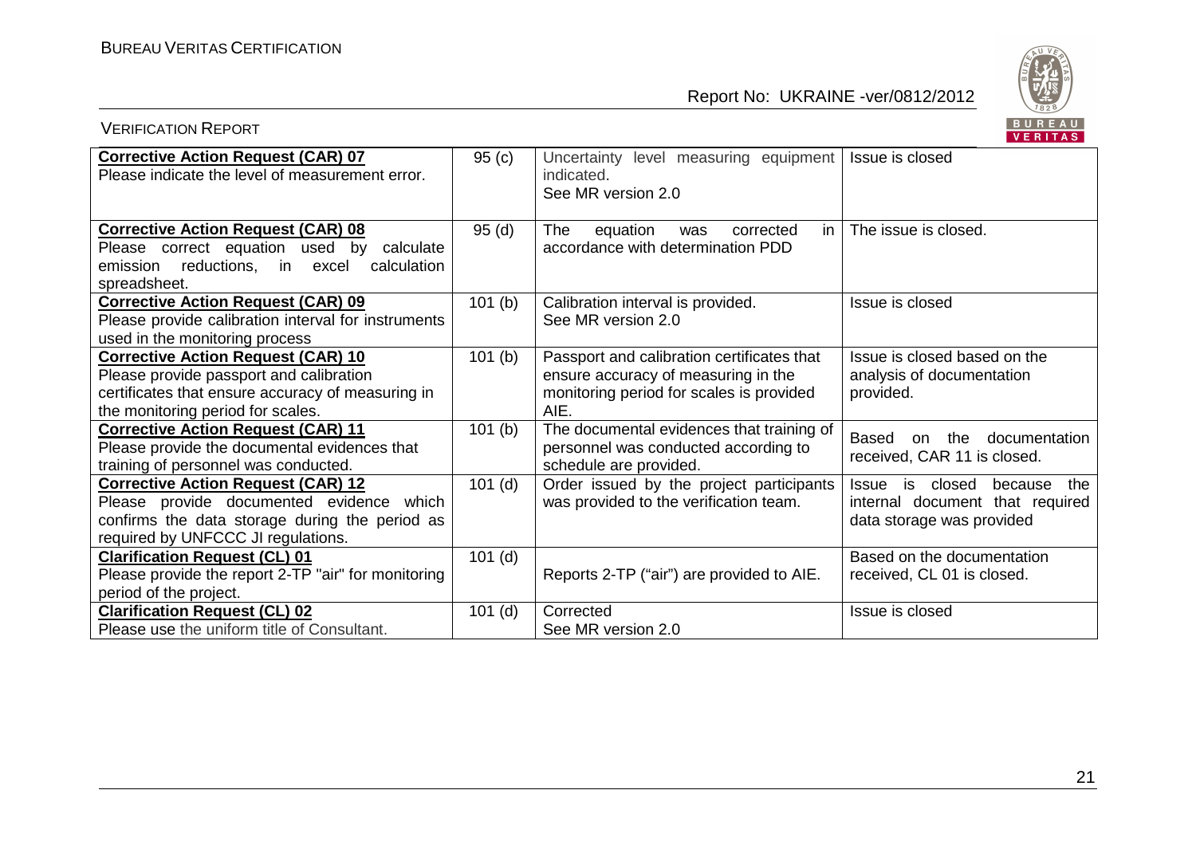| | | | |
|---|---|---|---|
| **Corrective Action Request (CAR) 07**<br>Please indicate the level of measurement error. | 95 (c) | Uncertainty level measuring equipment indicated.<br>See MR version 2.0 | Issue is closed |
| **Corrective Action Request (CAR) 08**<br>Please correct equation used by calculate emission reductions, in excel calculation spreadsheet. | 95 (d) | The equation was corrected in accordance with determination PDD | The issue is closed. |
| **Corrective Action Request (CAR) 09**<br>Please provide calibration interval for instruments used in the monitoring process | 101 (b) | Calibration interval is provided.<br>See MR version 2.0 | Issue is closed |
| **Corrective Action Request (CAR) 10**<br>Please provide passport and calibration certificates that ensure accuracy of measuring in the monitoring period for scales. | 101 (b) | Passport and calibration certificates that ensure accuracy of measuring in the monitoring period for scales is provided AIE. | Issue is closed based on the analysis of documentation provided. |
| **Corrective Action Request (CAR) 11**<br>Please provide the documental evidences that training of personnel was conducted. | 101 (b) | The documental evidences that training of personnel was conducted according to schedule are provided. | Based on the documentation received, CAR 11 is closed. |
| **Corrective Action Request (CAR) 12**<br>Please provide documented evidence which confirms the data storage during the period as required by UNFCCC JI regulations. | 101 (d) | Order issued by the project participants was provided to the verification team. | Issue is closed because the internal document that required data storage was provided |
| **Clarification Request (CL) 01**<br>Please provide the report 2-TP "air" for monitoring period of the project. | 101 (d) | Reports 2-TP ("air") are provided to AIE. | Based on the documentation received, CL 01 is closed. |
| **Clarification Request (CL) 02**<br>Please use the uniform title of Consultant. | 101 (d) | Corrected<br>See MR version 2.0 | Issue is closed |